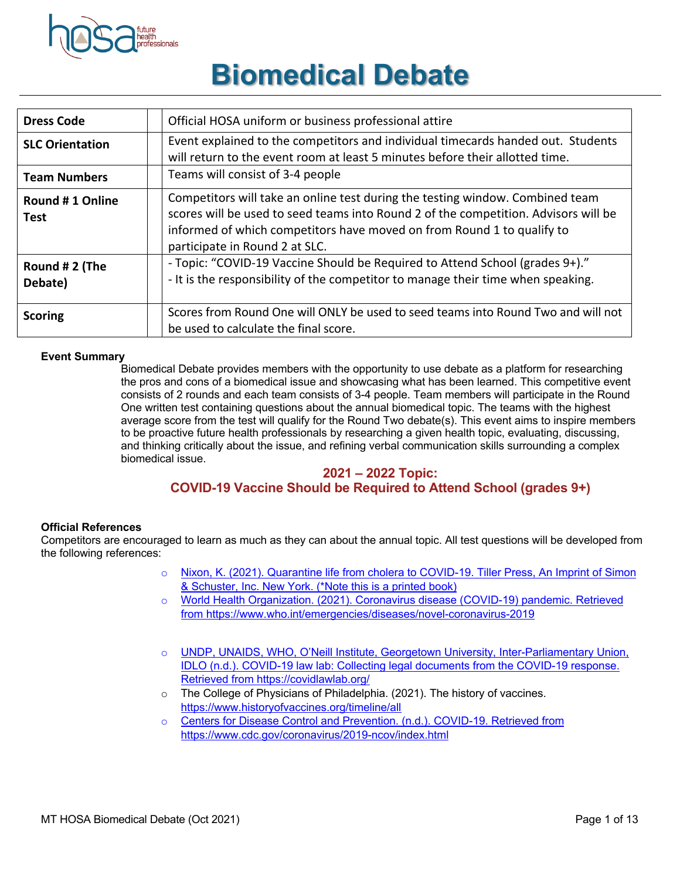# Biomedical Debate

| | |
|---|---|
| **Dress Code** | Official HOSA uniform or business professional attire |
| **SLC Orientation** | Event explained to the competitors and individual timecards handed out. Students will return to the event room at least 5 minutes before their allotted time. |
| **Team Numbers** | Teams will consist of 3-4 people |
| **Round # 1 Online Test** | Competitors will take an online test during the testing window. Combined team scores will be used to seed teams into Round 2 of the competition. Advisors will be informed of which competitors have moved on from Round 1 to qualify to participate in Round 2 at SLC. |
| **Round # 2 (The Debate)** | - Topic: "COVID-19 Vaccine Should be Required to Attend School (grades 9+)."<br>- It is the responsibility of the competitor to manage their time when speaking. |
| **Scoring** | Scores from Round One will ONLY be used to seed teams into Round Two and will not be used to calculate the final score. |

**Event Summary**

Biomedical Debate provides members with the opportunity to use debate as a platform for researching the pros and cons of a biomedical issue and showcasing what has been learned. This competitive event consists of 2 rounds and each team consists of 3-4 people. Team members will participate in the Round One written test containing questions about the annual biomedical topic. The teams with the highest average score from the test will qualify for the Round Two debate(s). This event aims to inspire members to be proactive future health professionals by researching a given health topic, evaluating, discussing, and thinking critically about the issue, and refining verbal communication skills surrounding a complex biomedical issue.

## 2021 – 2022 Topic:
## COVID-19 Vaccine Should be Required to Attend School (grades 9+)

**Official References**

Competitors are encouraged to learn as much as they can about the annual topic. All test questions will be developed from the following references:

- Nixon, K. (2021). Quarantine life from cholera to COVID-19. Tiller Press, An Imprint of Simon & Schuster, Inc. New York. (*Note this is a printed book)
- World Health Organization. (2021). Coronavirus disease (COVID-19) pandemic. Retrieved from https://www.who.int/emergencies/diseases/novel-coronavirus-2019
- UNDP, UNAIDS, WHO, O'Neill Institute, Georgetown University, Inter-Parliamentary Union, IDLO (n.d.). COVID-19 law lab: Collecting legal documents from the COVID-19 response. Retrieved from https://covidlawlab.org/
- The College of Physicians of Philadelphia. (2021). The history of vaccines. https://www.historyofvaccines.org/timeline/all
- Centers for Disease Control and Prevention. (n.d.). COVID-19. Retrieved from https://www.cdc.gov/coronavirus/2019-ncov/index.html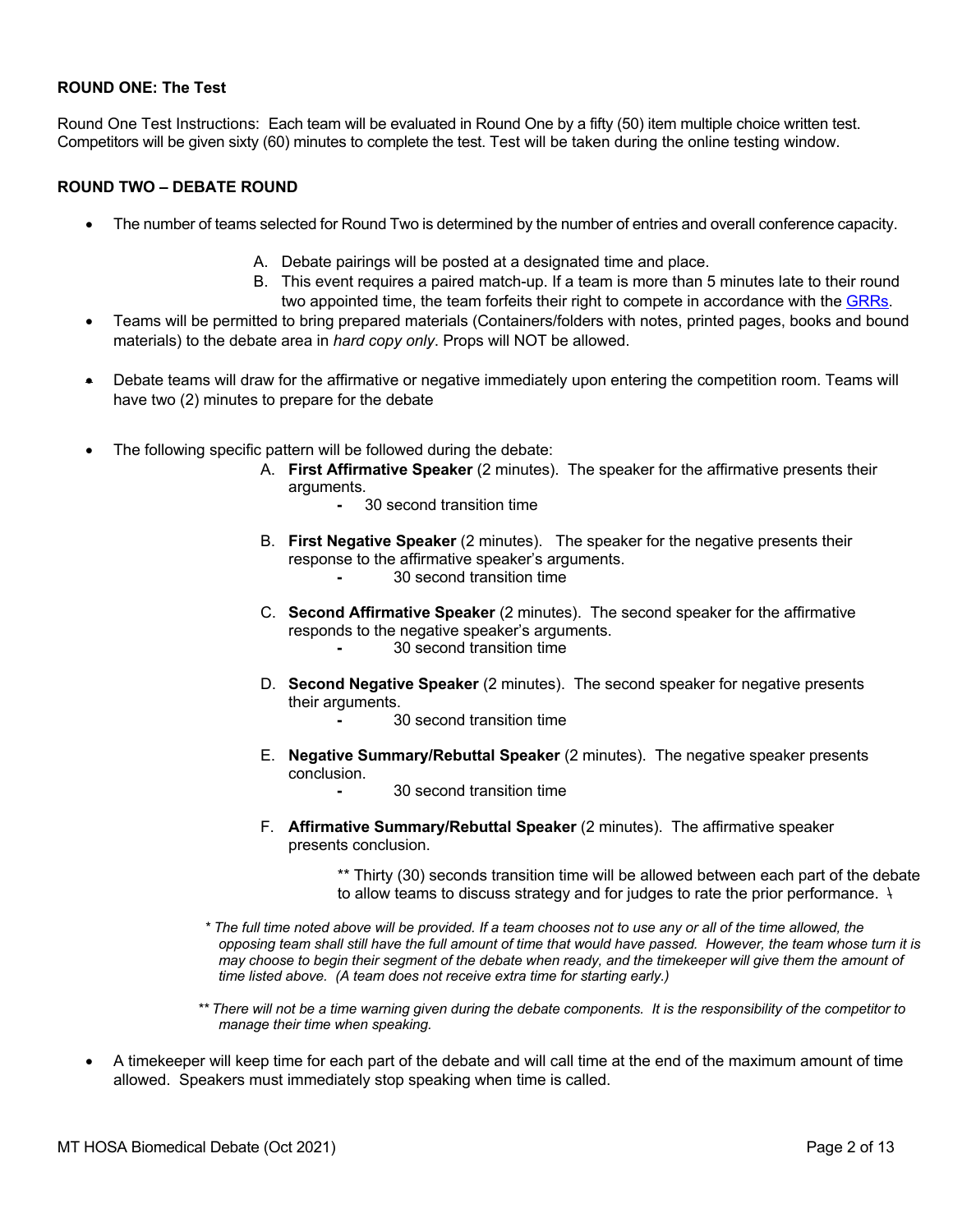**ROUND ONE: The Test**

Round One Test Instructions: Each team will be evaluated in Round One by a fifty (50) item multiple choice written test. Competitors will be given sixty (60) minutes to complete the test. Test will be taken during the online testing window.

**ROUND TWO – DEBATE ROUND**

- The number of teams selected for Round Two is determined by the number of entries and overall conference capacity.
  - A. Debate pairings will be posted at a designated time and place.
  - B. This event requires a paired match-up. If a team is more than 5 minutes late to their round two appointed time, the team forfeits their right to compete in accordance with the GRRs.
- Teams will be permitted to bring prepared materials (Containers/folders with notes, printed pages, books and bound materials) to the debate area in *hard copy only*. Props will NOT be allowed.
- Debate teams will draw for the affirmative or negative immediately upon entering the competition room. Teams will have two (2) minutes to prepare for the debate
- The following specific pattern will be followed during the debate:
  - A. **First Affirmative Speaker** (2 minutes). The speaker for the affirmative presents their arguments.
    - 30 second transition time
  - B. **First Negative Speaker** (2 minutes). The speaker for the negative presents their response to the affirmative speaker's arguments.
    - 30 second transition time
  - C. **Second Affirmative Speaker** (2 minutes). The second speaker for the affirmative responds to the negative speaker's arguments.
    - 30 second transition time
  - D. **Second Negative Speaker** (2 minutes). The second speaker for negative presents their arguments.
    - 30 second transition time
  - E. **Negative Summary/Rebuttal Speaker** (2 minutes). The negative speaker presents conclusion.
    - 30 second transition time
  - F. **Affirmative Summary/Rebuttal Speaker** (2 minutes). The affirmative speaker presents conclusion.

    ** Thirty (30) seconds transition time will be allowed between each part of the debate to allow teams to discuss strategy and for judges to rate the prior performance.

  *\* The full time noted above will be provided. If a team chooses not to use any or all of the time allowed, the opposing team shall still have the full amount of time that would have passed. However, the team whose turn it is may choose to begin their segment of the debate when ready, and the timekeeper will give them the amount of time listed above. (A team does not receive extra time for starting early.)*

  *\*\* There will not be a time warning given during the debate components. It is the responsibility of the competitor to manage their time when speaking.*

- A timekeeper will keep time for each part of the debate and will call time at the end of the maximum amount of time allowed. Speakers must immediately stop speaking when time is called.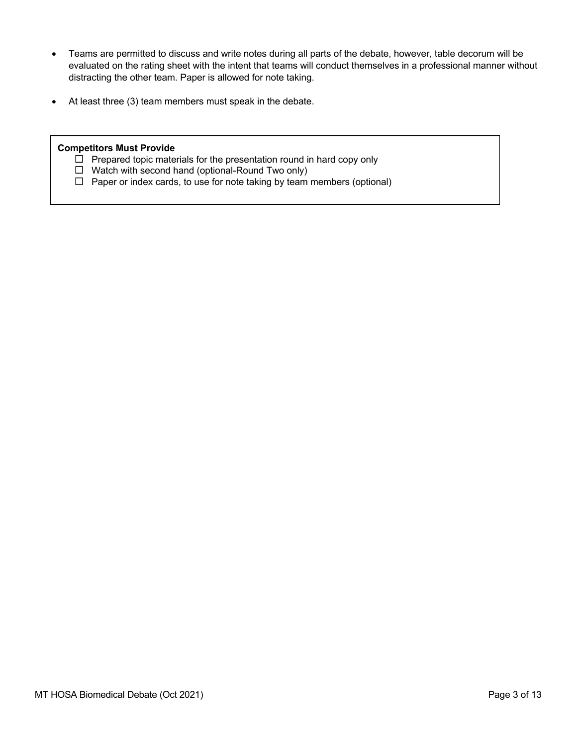- Teams are permitted to discuss and write notes during all parts of the debate, however, table decorum will be evaluated on the rating sheet with the intent that teams will conduct themselves in a professional manner without distracting the other team. Paper is allowed for note taking.

- At least three (3) team members must speak in the debate.

**Competitors Must Provide**

- ☐ Prepared topic materials for the presentation round in hard copy only
- ☐ Watch with second hand (optional-Round Two only)
- ☐ Paper or index cards, to use for note taking by team members (optional)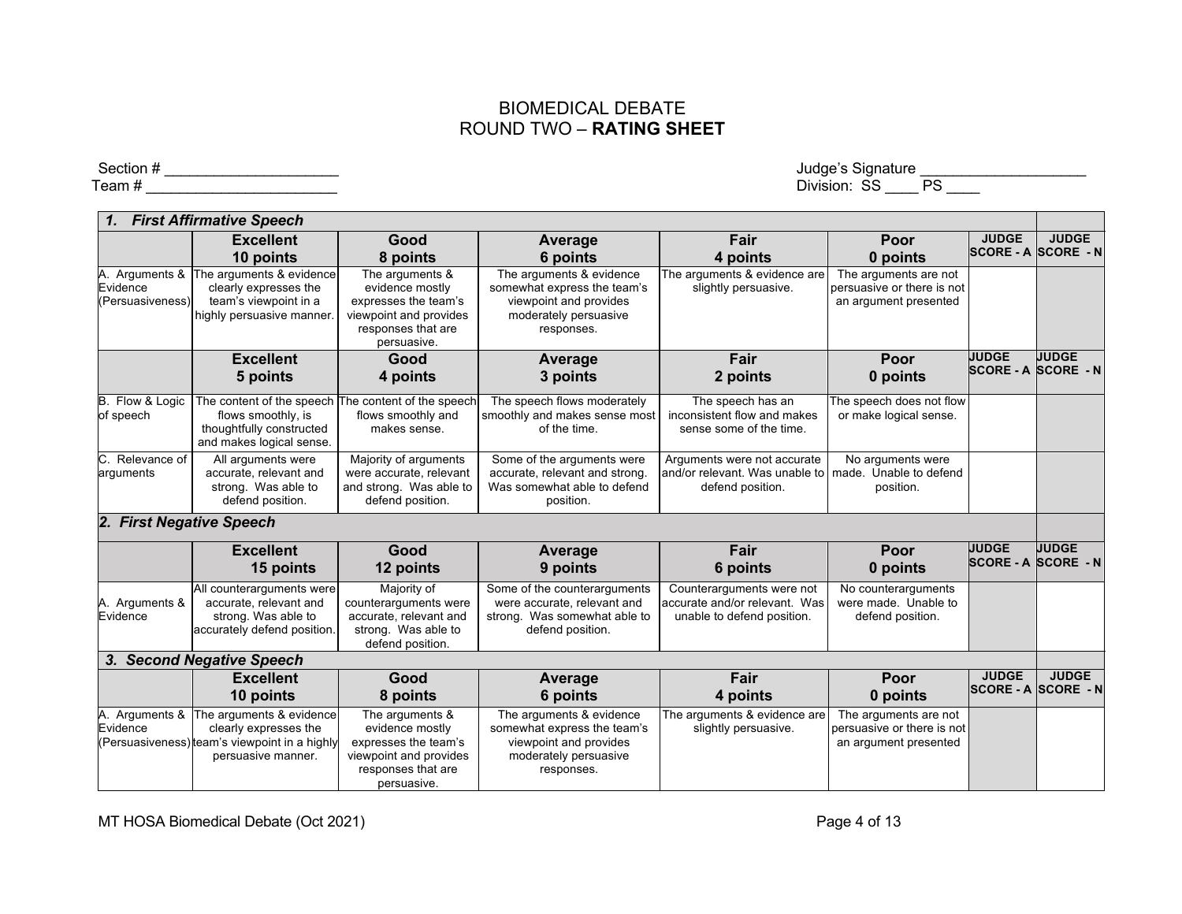# BIOMEDICAL DEBATE
## ROUND TWO – **RATING SHEET**

Section # ____________________

Team # ______________________

Judge's Signature ___________________

Division: SS ____ PS ____

| **1. First Affirmative Speech** | | | | | | | |
|---|---|---|---|---|---|---|---|
| | **Excellent 10 points** | **Good 8 points** | **Average 6 points** | **Fair 4 points** | **Poor 0 points** | **JUDGE SCORE - A** | **JUDGE SCORE - N** |
| A. Arguments & Evidence (Persuasiveness) | The arguments & evidence clearly expresses the team's viewpoint in a highly persuasive manner. | The arguments & evidence mostly expresses the team's viewpoint and provides responses that are persuasive. | The arguments & evidence somewhat express the team's viewpoint and provides moderately persuasive responses. | The arguments & evidence are slightly persuasive. | The arguments are not persuasive or there is not an argument presented | | |
| | **Excellent 5 points** | **Good 4 points** | **Average 3 points** | **Fair 2 points** | **Poor 0 points** | **JUDGE SCORE - A** | **JUDGE SCORE - N** |
| B. Flow & Logic of speech | The content of the speech flows smoothly, is thoughtfully constructed and makes logical sense. | The content of the speech flows smoothly and makes sense. | The speech flows moderately smoothly and makes sense most of the time. | The speech has an inconsistent flow and makes sense some of the time. | The speech does not flow or make logical sense. | | |
| C. Relevance of arguments | All arguments were accurate, relevant and strong. Was able to defend position. | Majority of arguments were accurate, relevant and strong. Was able to defend position. | Some of the arguments were accurate, relevant and strong. Was somewhat able to defend position. | Arguments were not accurate and/or relevant. Was unable to defend position. | No arguments were made. Unable to defend position. | | |
| **2. First Negative Speech** | | | | | | | |
| | **Excellent 15 points** | **Good 12 points** | **Average 9 points** | **Fair 6 points** | **Poor 0 points** | **JUDGE SCORE - A** | **JUDGE SCORE - N** |
| A. Arguments & Evidence | All counterarguments were accurate, relevant and strong. Was able to accurately defend position. | Majority of counterarguments were accurate, relevant and strong. Was able to defend position. | Some of the counterarguments were accurate, relevant and strong. Was somewhat able to defend position. | Counterarguments were not accurate and/or relevant. Was unable to defend position. | No counterarguments were made. Unable to defend position. | | |
| **3. Second Negative Speech** | | | | | | | |
| | **Excellent 10 points** | **Good 8 points** | **Average 6 points** | **Fair 4 points** | **Poor 0 points** | **JUDGE SCORE - A** | **JUDGE SCORE - N** |
| A. Arguments & Evidence (Persuasiveness) | The arguments & evidence clearly expresses the team's viewpoint in a highly persuasive manner. | The arguments & evidence mostly expresses the team's viewpoint and provides responses that are persuasive. | The arguments & evidence somewhat express the team's viewpoint and provides moderately persuasive responses. | The arguments & evidence are slightly persuasive. | The arguments are not persuasive or there is not an argument presented | | |

MT HOSA Biomedical Debate (Oct 2021)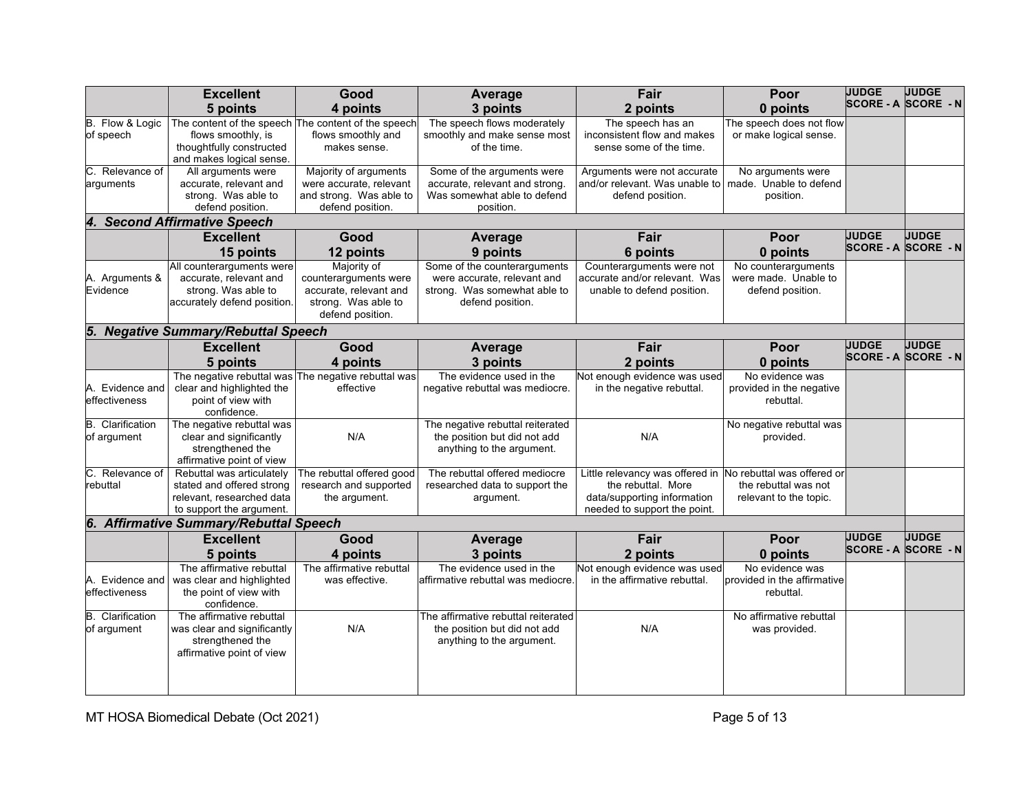| | Excellent 5 points | Good 4 points | Average 3 points | Fair 2 points | Poor 0 points | JUDGE SCORE - A | JUDGE SCORE - N |
|---|---|---|---|---|---|---|---|
| B. Flow & Logic of speech | The content of the speech flows smoothly, is thoughtfully constructed and makes logical sense. | The content of the speech flows smoothly and makes sense. | The speech flows moderately smoothly and make sense most of the time. | The speech has an inconsistent flow and makes sense some of the time. | The speech does not flow or make logical sense. | | |
| C. Relevance of arguments | All arguments were accurate, relevant and strong. Was able to defend position. | Majority of arguments were accurate, relevant and strong. Was able to defend position. | Some of the arguments were accurate, relevant and strong. Was somewhat able to defend position. | Arguments were not accurate and/or relevant. Was unable to defend position. | No arguments were made. Unable to defend position. | | |
| ***4. Second Affirmative Speech*** | | | | | | | |
| | **Excellent 15 points** | **Good 12 points** | **Average 9 points** | **Fair 6 points** | **Poor 0 points** | **JUDGE SCORE - A** | **JUDGE SCORE - N** |
| A. Arguments & Evidence | All counterarguments were accurate, relevant and strong. Was able to accurately defend position. | Majority of counterarguments were accurate, relevant and strong. Was able to defend position. | Some of the counterarguments were accurate, relevant and strong. Was somewhat able to defend position. | Counterarguments were not accurate and/or relevant. Was unable to defend position. | No counterarguments were made. Unable to defend position. | | |
| ***5. Negative Summary/Rebuttal Speech*** | | | | | | | |
| | **Excellent 5 points** | **Good 4 points** | **Average 3 points** | **Fair 2 points** | **Poor 0 points** | **JUDGE SCORE - A** | **JUDGE SCORE - N** |
| A. Evidence and effectiveness | The negative rebuttal was clear and highlighted the point of view with confidence. | The negative rebuttal was effective | The evidence used in the negative rebuttal was mediocre. | Not enough evidence was used in the negative rebuttal. | No evidence was provided in the negative rebuttal. | | |
| B. Clarification of argument | The negative rebuttal was clear and significantly strengthened the affirmative point of view | N/A | The negative rebuttal reiterated the position but did not add anything to the argument. | N/A | No negative rebuttal was provided. | | |
| C. Relevance of rebuttal | Rebuttal was articulately stated and offered strong relevant, researched data to support the argument. | The rebuttal offered good research and supported the argument. | The rebuttal offered mediocre researched data to support the argument. | Little relevancy was offered in the rebuttal. More data/supporting information needed to support the point. | No rebuttal was offered or the rebuttal was not relevant to the topic. | | |
| ***6. Affirmative Summary/Rebuttal Speech*** | | | | | | | |
| | **Excellent 5 points** | **Good 4 points** | **Average 3 points** | **Fair 2 points** | **Poor 0 points** | **JUDGE SCORE - A** | **JUDGE SCORE - N** |
| A. Evidence and effectiveness | The affirmative rebuttal was clear and highlighted the point of view with confidence. | The affirmative rebuttal was effective. | The evidence used in the affirmative rebuttal was mediocre. | Not enough evidence was used in the affirmative rebuttal. | No evidence was provided in the affirmative rebuttal. | | |
| B. Clarification of argument | The affirmative rebuttal was clear and significantly strengthened the affirmative point of view | N/A | The affirmative rebuttal reiterated the position but did not add anything to the argument. | N/A | No affirmative rebuttal was provided. | | |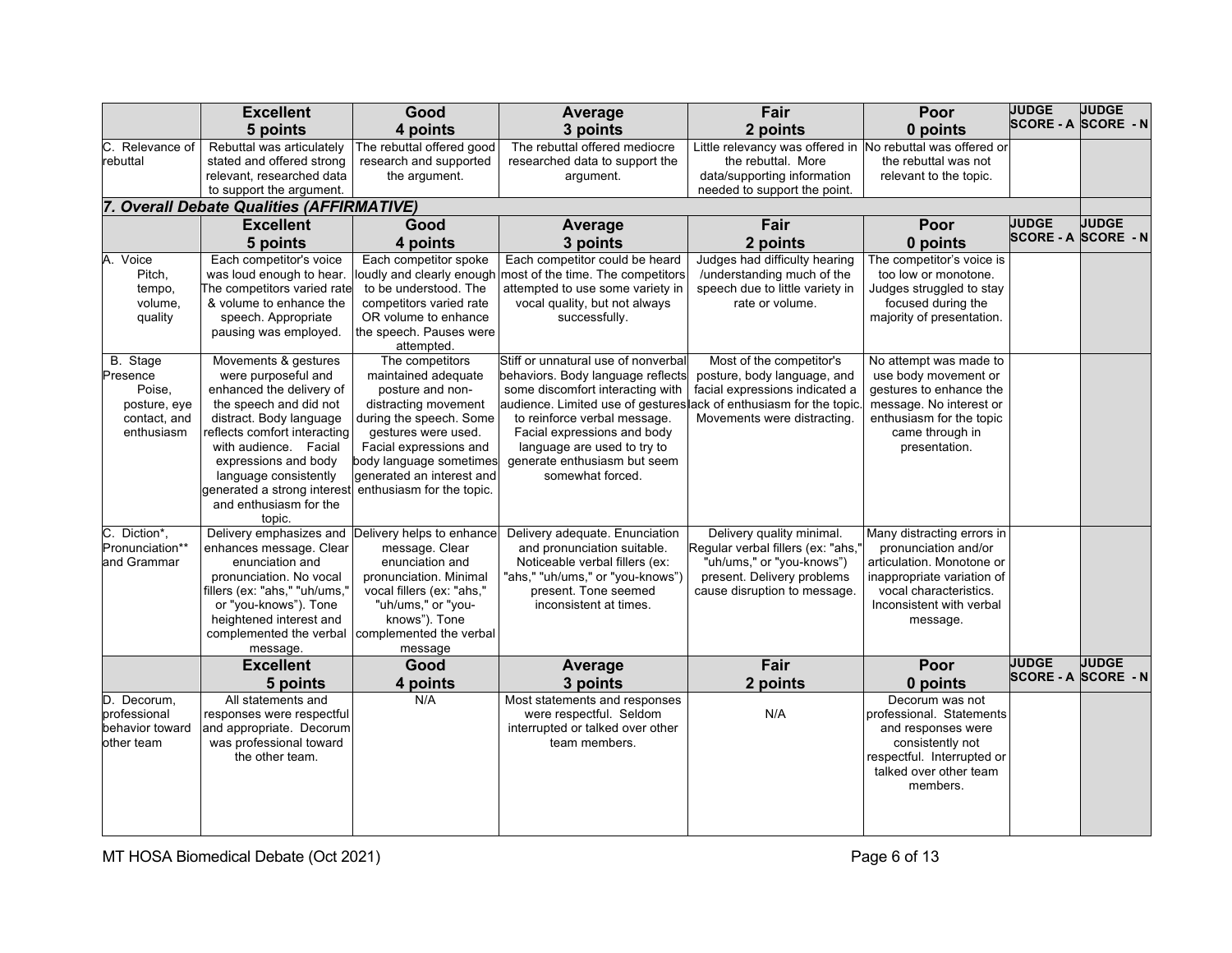| | Excellent 5 points | Good 4 points | Average 3 points | Fair 2 points | Poor 0 points | JUDGE SCORE - A | JUDGE SCORE - N |
|---|---|---|---|---|---|---|---|
| C. Relevance of rebuttal | Rebuttal was articulately stated and offered strong relevant, researched data to support the argument. | The rebuttal offered good research and supported the argument. | The rebuttal offered mediocre researched data to support the argument. | Little relevancy was offered in the rebuttal. More data/supporting information needed to support the point. | No rebuttal was offered or the rebuttal was not relevant to the topic. | | |

### *7. Overall Debate Qualities (AFFIRMATIVE)*

| | Excellent 5 points | Good 4 points | Average 3 points | Fair 2 points | Poor 0 points | JUDGE SCORE - A | JUDGE SCORE - N |
|---|---|---|---|---|---|---|---|
| A. Voice Pitch, tempo, volume, quality | Each competitor's voice was loud enough to hear. The competitors varied rate & volume to enhance the speech. Appropriate pausing was employed. | Each competitor spoke loudly and clearly enough to be understood. The competitors varied rate OR volume to enhance the speech. Pauses were attempted. | Each competitor could be heard most of the time. The competitors attempted to use some variety in vocal quality, but not always successfully. | Judges had difficulty hearing /understanding much of the speech due to little variety in rate or volume. | The competitor's voice is too low or monotone. Judges struggled to stay focused during the majority of presentation. | | |
| B. Stage Presence Poise, posture, eye contact, and enthusiasm | Movements & gestures were purposeful and enhanced the delivery of the speech and did not distract. Body language reflects comfort interacting with audience. Facial expressions and body language consistently generated a strong interest and enthusiasm for the topic. | The competitors maintained adequate posture and non-distracting movement during the speech. Some gestures were used. Facial expressions and body language sometimes generated an interest and enthusiasm for the topic. | Stiff or unnatural use of nonverbal behaviors. Body language reflects some discomfort interacting with audience. Limited use of gestures to reinforce verbal message. Facial expressions and body language are used to try to generate enthusiasm but seem somewhat forced. | Most of the competitor's posture, body language, and facial expressions indicated a lack of enthusiasm for the topic. Movements were distracting. | No attempt was made to use body movement or gestures to enhance the message. No interest or enthusiasm for the topic came through in presentation. | | |
| C. Diction*, Pronunciation** and Grammar | Delivery emphasizes and enhances message. Clear enunciation and pronunciation. No vocal fillers (ex: "ahs," "uh/ums," or "you-knows"). Tone heightened interest and complemented the verbal message. | Delivery helps to enhance message. Clear enunciation and pronunciation. Minimal vocal fillers (ex: "ahs," "uh/ums," or "you-knows"). Tone complemented the verbal message | Delivery adequate. Enunciation and pronunciation suitable. Noticeable verbal fillers (ex: "ahs," "uh/ums," or "you-knows") present. Tone seemed inconsistent at times. | Delivery quality minimal. Regular verbal fillers (ex: "ahs," "uh/ums," or "you-knows") present. Delivery problems cause disruption to message. | Many distracting errors in pronunciation and/or articulation. Monotone or inappropriate variation of vocal characteristics. Inconsistent with verbal message. | | |

| | Excellent 5 points | Good 4 points | Average 3 points | Fair 2 points | Poor 0 points | JUDGE SCORE - A | JUDGE SCORE - N |
|---|---|---|---|---|---|---|---|
| D. Decorum, professional behavior toward other team | All statements and responses were respectful and appropriate. Decorum was professional toward the other team. | N/A | Most statements and responses were respectful. Seldom interrupted or talked over other team members. | N/A | Decorum was not professional. Statements and responses were consistently not respectful. Interrupted or talked over other team members. | | |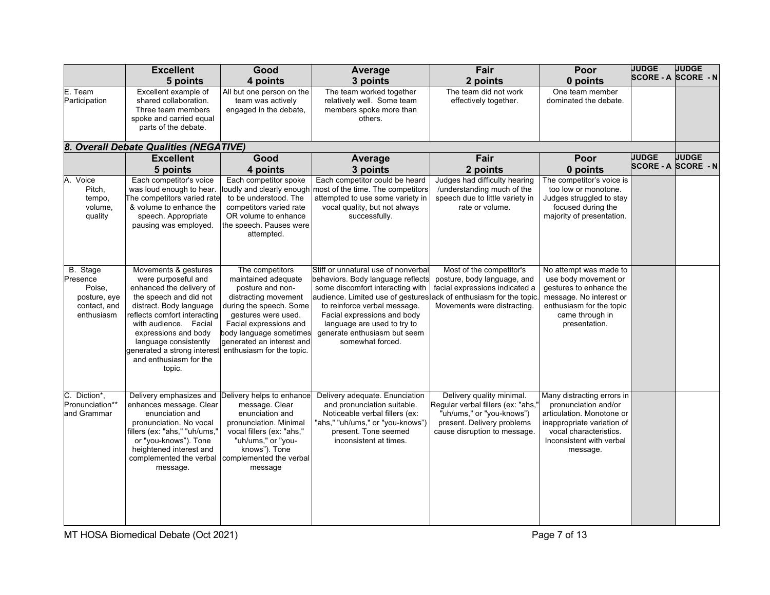| | Excellent<br>5 points | Good<br>4 points | Average<br>3 points | Fair<br>2 points | Poor<br>0 points | JUDGE SCORE - A | JUDGE SCORE - N |
|---|---|---|---|---|---|---|---|
| E. Team Participation | Excellent example of shared collaboration. Three team members spoke and carried equal parts of the debate. | All but one person on the team was actively engaged in the debate, | The team worked together relatively well. Some team members spoke more than others. | The team did not work effectively together. | One team member dominated the debate. | | |

***8. Overall Debate Qualities (NEGATIVE)***

| | Excellent<br>5 points | Good<br>4 points | Average<br>3 points | Fair<br>2 points | Poor<br>0 points | JUDGE SCORE - A | JUDGE SCORE - N |
|---|---|---|---|---|---|---|---|
| A. Voice Pitch, tempo, volume, quality | Each competitor's voice was loud enough to hear. The competitors varied rate & volume to enhance the speech. Appropriate pausing was employed. | Each competitor spoke loudly and clearly enough to be understood. The competitors varied rate OR volume to enhance the speech. Pauses were attempted. | Each competitor could be heard most of the time. The competitors attempted to use some variety in vocal quality, but not always successfully. | Judges had difficulty hearing /understanding much of the speech due to little variety in rate or volume. | The competitor's voice is too low or monotone. Judges struggled to stay focused during the majority of presentation. | | |
| B. Stage Presence Poise, posture, eye contact, and enthusiasm | Movements & gestures were purposeful and enhanced the delivery of the speech and did not distract. Body language reflects comfort interacting with audience. Facial expressions and body language consistently generated a strong interest and enthusiasm for the topic. | The competitors maintained adequate posture and non-distracting movement during the speech. Some gestures were used. Facial expressions and body language sometimes generated an interest and enthusiasm for the topic. | Stiff or unnatural use of nonverbal behaviors. Body language reflects some discomfort interacting with audience. Limited use of gestures to reinforce verbal message. Facial expressions and body language are used to try to generate enthusiasm but seem somewhat forced. | Most of the competitor's posture, body language, and facial expressions indicated a lack of enthusiasm for the topic. Movements were distracting. | No attempt was made to use body movement or gestures to enhance the message. No interest or enthusiasm for the topic came through in presentation. | | |
| C. Diction*, Pronunciation** and Grammar | Delivery emphasizes and enhances message. Clear enunciation and pronunciation. No vocal fillers (ex: "ahs," "uh/ums," or "you-knows"). Tone heightened interest and complemented the verbal message. | Delivery helps to enhance message. Clear enunciation and pronunciation. Minimal vocal fillers (ex: "ahs," "uh/ums," or "you-knows"). Tone complemented the verbal message | Delivery adequate. Enunciation and pronunciation suitable. Noticeable verbal fillers (ex: "ahs," "uh/ums," or "you-knows") present. Tone seemed inconsistent at times. | Delivery quality minimal. Regular verbal fillers (ex: "ahs," "uh/ums," or "you-knows") present. Delivery problems cause disruption to message. | Many distracting errors in pronunciation and/or articulation. Monotone or inappropriate variation of vocal characteristics. Inconsistent with verbal message. | | |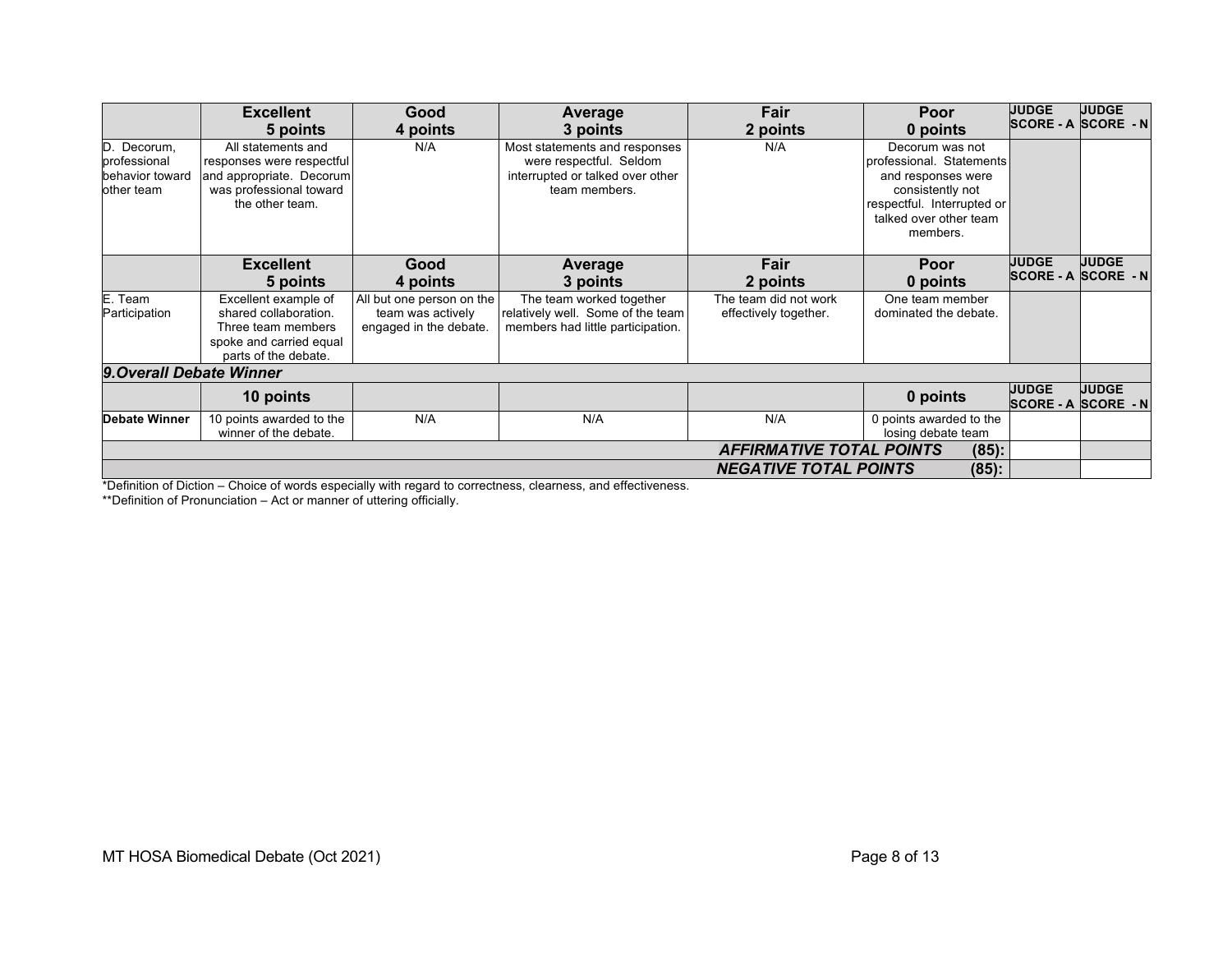| | Excellent 5 points | Good 4 points | Average 3 points | Fair 2 points | Poor 0 points | JUDGE SCORE - A | JUDGE SCORE - N |
|---|---|---|---|---|---|---|---|
| D. Decorum, professional behavior toward other team | All statements and responses were respectful and appropriate. Decorum was professional toward the other team. | N/A | Most statements and responses were respectful. Seldom interrupted or talked over other team members. | N/A | Decorum was not professional. Statements and responses were consistently not respectful. Interrupted or talked over other team members. | | |
| | **Excellent 5 points** | **Good 4 points** | **Average 3 points** | **Fair 2 points** | **Poor 0 points** | **JUDGE SCORE - A** | **JUDGE SCORE - N** |
| E. Team Participation | Excellent example of shared collaboration. Three team members spoke and carried equal parts of the debate. | All but one person on the team was actively engaged in the debate. | The team worked together relatively well. Some of the team members had little participation. | The team did not work effectively together. | One team member dominated the debate. | | |
| ***9. Overall Debate Winner*** | | | | | | | |
| | **10 points** | | | | **0 points** | **JUDGE SCORE - A** | **JUDGE SCORE - N** |
| **Debate Winner** | 10 points awarded to the winner of the debate. | N/A | N/A | N/A | 0 points awarded to the losing debate team | | |
| | | | | ***AFFIRMATIVE TOTAL POINTS*** | **(85):** | | |
| | | | | ***NEGATIVE TOTAL POINTS*** | **(85):** | | |

*Definition of Diction – Choice of words especially with regard to correctness, clearness, and effectiveness.

**Definition of Pronunciation – Act or manner of uttering officially.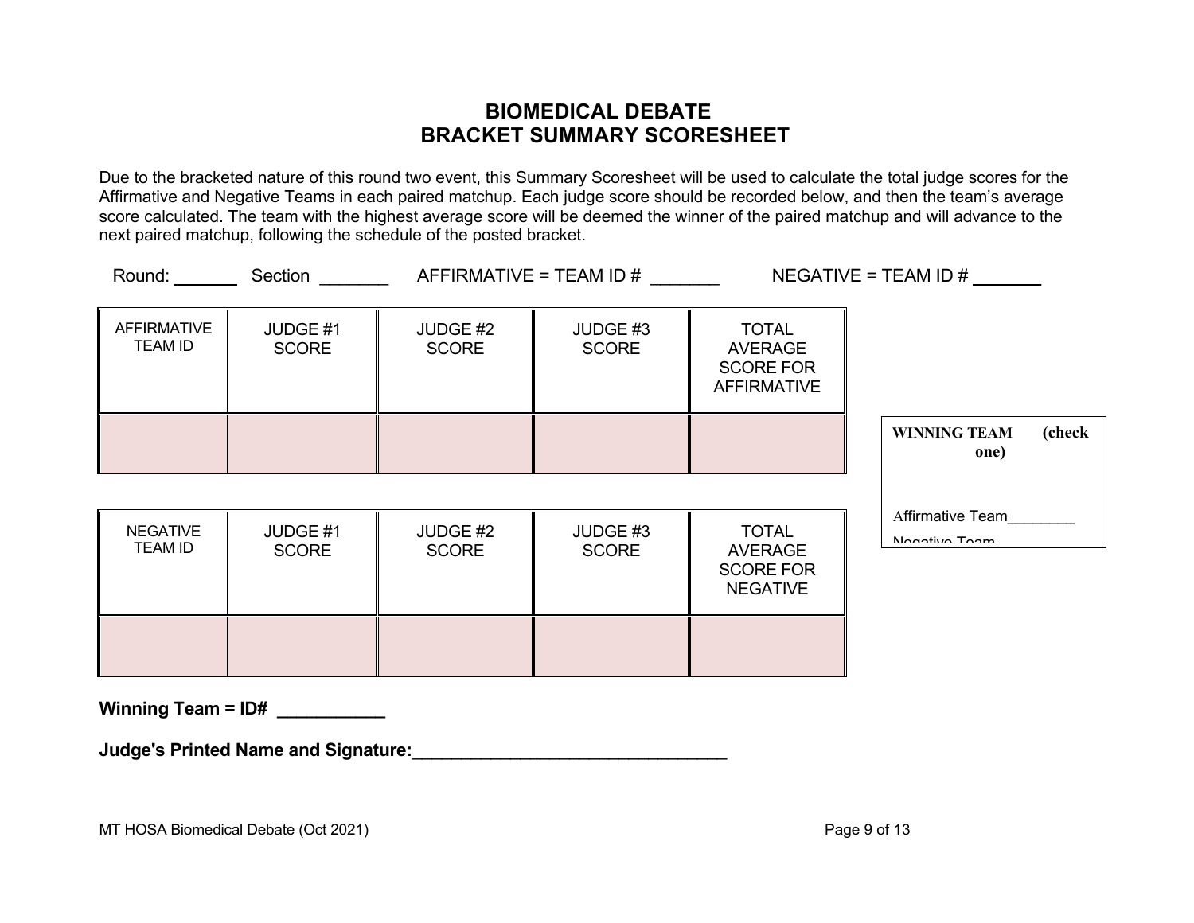# BIOMEDICAL DEBATE
## BRACKET SUMMARY SCORESHEET

Due to the bracketed nature of this round two event, this Summary Scoresheet will be used to calculate the total judge scores for the Affirmative and Negative Teams in each paired matchup. Each judge score should be recorded below, and then the team's average score calculated. The team with the highest average score will be deemed the winner of the paired matchup and will advance to the next paired matchup, following the schedule of the posted bracket.

Round: ______ Section _______ AFFIRMATIVE = TEAM ID # _______ NEGATIVE = TEAM ID # _______

| AFFIRMATIVE TEAM ID | JUDGE #1 SCORE | JUDGE #2 SCORE | JUDGE #3 SCORE | TOTAL AVERAGE SCORE FOR AFFIRMATIVE |
|---|---|---|---|---|
| | | | | |

| NEGATIVE TEAM ID | JUDGE #1 SCORE | JUDGE #2 SCORE | JUDGE #3 SCORE | TOTAL AVERAGE SCORE FOR NEGATIVE |
|---|---|---|---|---|
| | | | | |

**WINNING TEAM (check one)**

Affirmative Team________

Negative Team

**Winning Team = ID# ___________**

**Judge's Printed Name and Signature:**_________________________________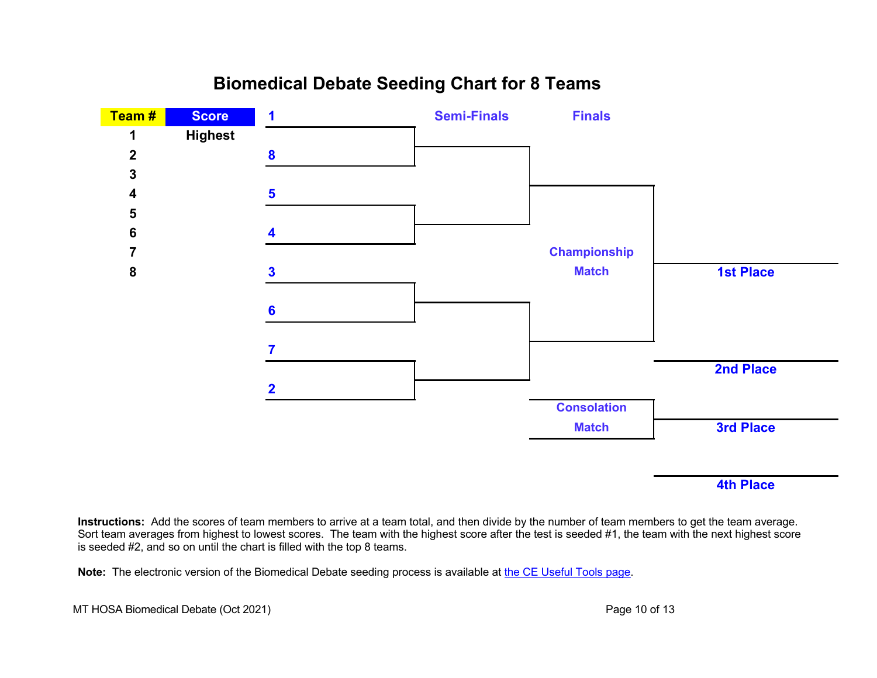## Biomedical Debate Seeding Chart for 8 Teams

| Team # | Score |
| --- | --- |
| 1 | Highest |
| 2 | |
| 3 | |
| 4 | |
| 5 | |
| 6 | |
| 7 | |
| 8 | |

Bracket pairings:

- 1 vs 8
- 5 vs 4
- 3 vs 6
- 7 vs 2

Semi-Finals

Finals

Championship Match

- 1st Place
- 2nd Place

Consolation Match

- 3rd Place
- 4th Place

**Instructions:** Add the scores of team members to arrive at a team total, and then divide by the number of team members to get the team average. Sort team averages from highest to lowest scores. The team with the highest score after the test is seeded #1, the team with the next highest score is seeded #2, and so on until the chart is filled with the top 8 teams.

**Note:** The electronic version of the Biomedical Debate seeding process is available at the CE Useful Tools page.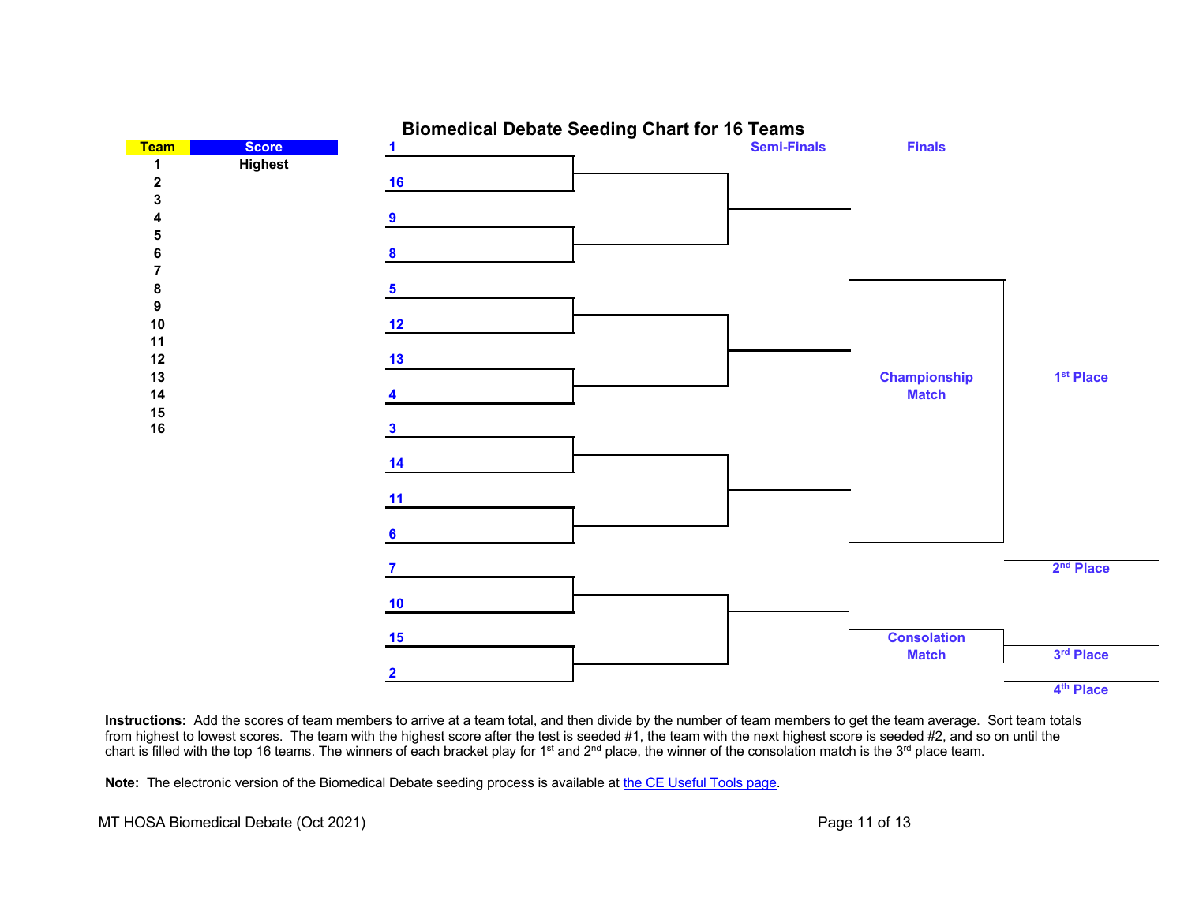# Biomedical Debate Seeding Chart for 16 Teams

| Team | Score |
|---|---|
| 1 | Highest |
| 2 | |
| 3 | |
| 4 | |
| 5 | |
| 6 | |
| 7 | |
| 8 | |
| 9 | |
| 10 | |
| 11 | |
| 12 | |
| 13 | |
| 14 | |
| 15 | |
| 16 | |

Bracket (first round pairings, top to bottom):

- 1 vs 16
- 9 vs 8
- 5 vs 12
- 13 vs 4
- 3 vs 14
- 11 vs 6
- 7 vs 10
- 15 vs 2

Semi-Finals

Finals

Championship Match

1st Place

2nd Place

Consolation Match

3rd Place

4th Place

**Instructions:** Add the scores of team members to arrive at a team total, and then divide by the number of team members to get the team average. Sort team totals from highest to lowest scores. The team with the highest score after the test is seeded #1, the team with the next highest score is seeded #2, and so on until the chart is filled with the top 16 teams. The winners of each bracket play for 1st and 2nd place, the winner of the consolation match is the 3rd place team.

**Note:** The electronic version of the Biomedical Debate seeding process is available at the CE Useful Tools page.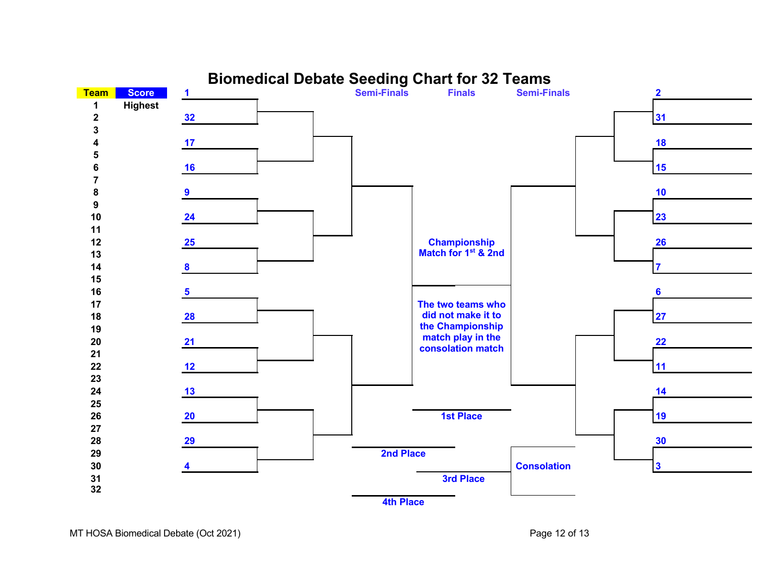# Biomedical Debate Seeding Chart for 32 Teams

| Team | Score |
|---|---|
| 1 | Highest |
| 2 | |
| 3 | |
| 4 | |
| 5 | |
| 6 | |
| 7 | |
| 8 | |
| 9 | |
| 10 | |
| 11 | |
| 12 | |
| 13 | |
| 14 | |
| 15 | |
| 16 | |
| 17 | |
| 18 | |
| 19 | |
| 20 | |
| 21 | |
| 22 | |
| 23 | |
| 24 | |
| 25 | |
| 26 | |
| 27 | |
| 28 | |
| 29 | |
| 30 | |
| 31 | |
| 32 | |

**Left bracket (first-round pairings):** 1 vs 32, 17 vs 16, 9 vs 24, 25 vs 8, 5 vs 28, 21 vs 12, 13 vs 20, 29 vs 4

**Right bracket (first-round pairings):** 2 vs 31, 18 vs 15, 10 vs 23, 26 vs 7, 6 vs 27, 22 vs 11, 14 vs 19, 30 vs 3

Semi-Finals | Finals | Semi-Finals

**Championship Match for 1st & 2nd**

**The two teams who did not make it to the Championship match play in the consolation match**

**1st Place**

**2nd Place**

**Consolation**

**3rd Place**

**4th Place**

MT HOSA Biomedical Debate (Oct 2021)